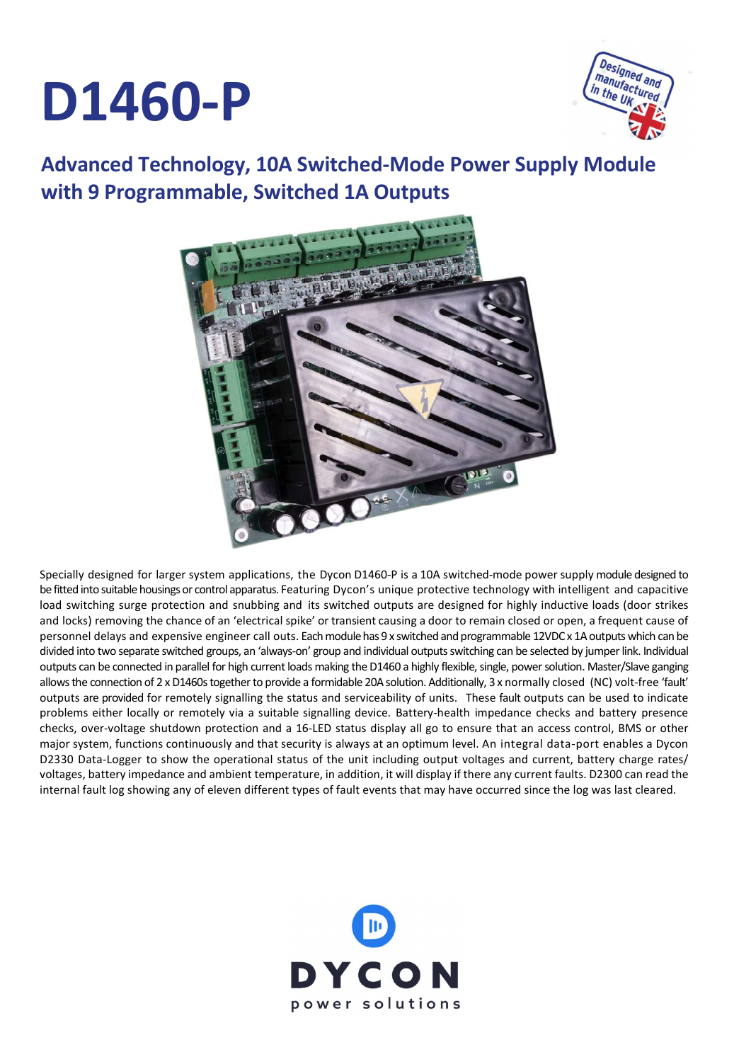# D1460-P

## Advanced Technology, 10A Switched-Mode Power Supply Module with 9 Programmable, Switched 1A Outputs

Specially designed for larger system applications, the Dycon D1460-P is a 10A switched-mode power supply module designed to be fitted into suitable housings or control apparatus. Featuring Dycon's unique protective technology with intelligent and capacitive load switching surge protection and snubbing and its switched outputs are designed for highly inductive loads (door strikes and locks) removing the chance of an 'electrical spike' or transient causing a door to remain closed or open, a frequent cause of personnel delays and expensive engineer call outs. Each module has 9 x switched and programmable 12VDC x 1A outputs which can be divided into two separate switched groups, an 'always-on' group and individual outputs switching can be selected by jumper link. Individual outputs can be connected in parallel for high current loads making the D1460 a highly flexible, single, power solution. Master/Slave ganging allows the connection of 2 x D1460s together to provide a formidable 20A solution. Additionally, 3 x normally closed (NC) volt-free 'fault' outputs are provided for remotely signalling the status and serviceability of units. These fault outputs can be used to indicate problems either locally or remotely via a suitable signalling device. Battery-health impedance checks and battery presence checks, over-voltage shutdown protection and a 16-LED status display all go to ensure that an access control, BMS or other major system, functions continuously and that security is always at an optimum level. An integral data-port enables a Dycon D2330 Data-Logger to show the operational status of the unit including output voltages and current, battery charge rates/ voltages, battery impedance and ambient temperature, in addition, it will display if there any current faults. D2300 can read the internal fault log showing any of eleven different types of fault events that may have occurred since the log was last cleared.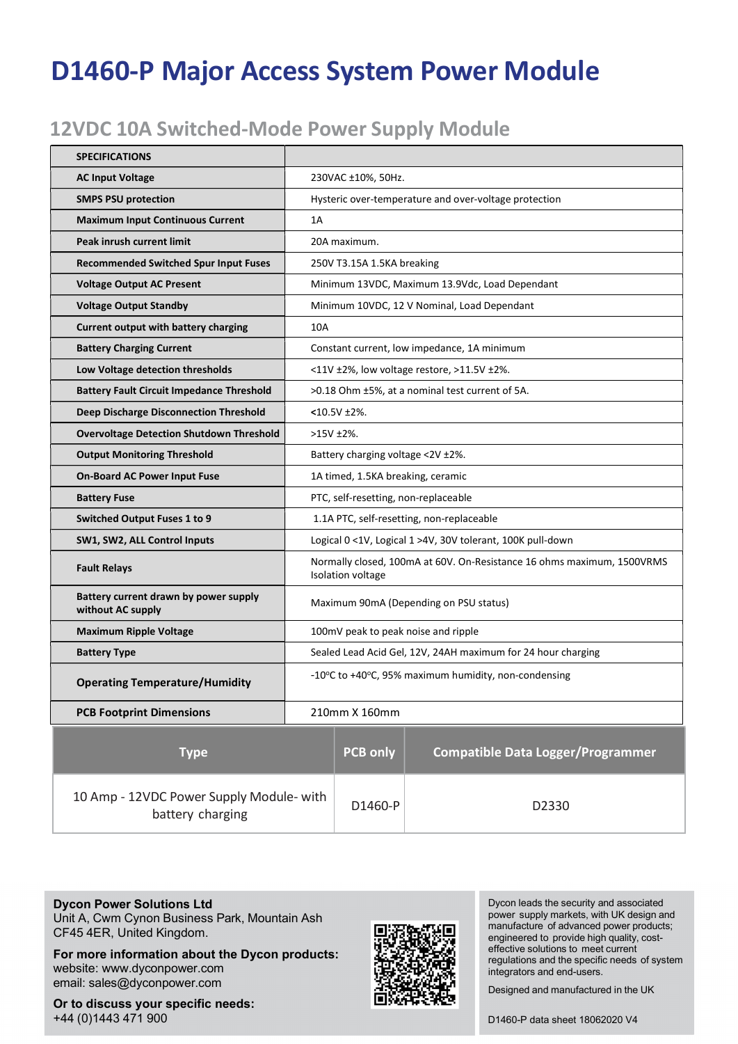# D1460-P Major Access System Power Module

## 12VDC 10A Switched-Mode Power Supply Module

| SPECIFICATIONS | |
|---|---|
| AC Input Voltage | 230VAC ±10%, 50Hz. |
| SMPS PSU protection | Hysteric over-temperature and over-voltage protection |
| Maximum Input Continuous Current | 1A |
| Peak inrush current limit | 20A maximum. |
| Recommended Switched Spur Input Fuses | 250V T3.15A 1.5KA breaking |
| Voltage Output AC Present | Minimum 13VDC, Maximum 13.9Vdc, Load Dependant |
| Voltage Output Standby | Minimum 10VDC, 12 V Nominal, Load Dependant |
| Current output with battery charging | 10A |
| Battery Charging Current | Constant current, low impedance, 1A minimum |
| Low Voltage detection thresholds | <11V ±2%, low voltage restore, >11.5V ±2%. |
| Battery Fault Circuit Impedance Threshold | >0.18 Ohm ±5%, at a nominal test current of 5A. |
| Deep Discharge Disconnection Threshold | <10.5V ±2%. |
| Overvoltage Detection Shutdown Threshold | >15V ±2%. |
| Output Monitoring Threshold | Battery charging voltage <2V ±2%. |
| On-Board AC Power Input Fuse | 1A timed, 1.5KA breaking, ceramic |
| Battery Fuse | PTC, self-resetting, non-replaceable |
| Switched Output Fuses 1 to 9 | 1.1A PTC, self-resetting, non-replaceable |
| SW1, SW2, ALL Control Inputs | Logical 0 <1V, Logical 1 >4V, 30V tolerant, 100K pull-down |
| Fault Relays | Normally closed, 100mA at 60V. On-Resistance 16 ohms maximum, 1500VRMS Isolation voltage |
| Battery current drawn by power supply without AC supply | Maximum 90mA (Depending on PSU status) |
| Maximum Ripple Voltage | 100mV peak to peak noise and ripple |
| Battery Type | Sealed Lead Acid Gel, 12V, 24AH maximum for 24 hour charging |
| Operating Temperature/Humidity | -10ºC to +40ºC, 95% maximum humidity, non-condensing |
| PCB Footprint Dimensions | 210mm X 160mm |

| Type | PCB only | Compatible Data Logger/Programmer |
|---|---|---|
| 10 Amp - 12VDC Power Supply Module- with battery charging | D1460-P | D2330 |

**Dycon Power Solutions Ltd**
Unit A, Cwm Cynon Business Park, Mountain Ash
CF45 4ER, United Kingdom.

**For more information about the Dycon products:**
website: www.dyconpower.com
email: sales@dyconpower.com

**Or to discuss your specific needs:**
+44 (0)1443 471 900

Dycon leads the security and associated power supply markets, with UK design and manufacture of advanced power products; engineered to provide high quality, cost-effective solutions to meet current regulations and the specific needs of system integrators and end-users.

Designed and manufactured in the UK

D1460-P data sheet 18062020 V4